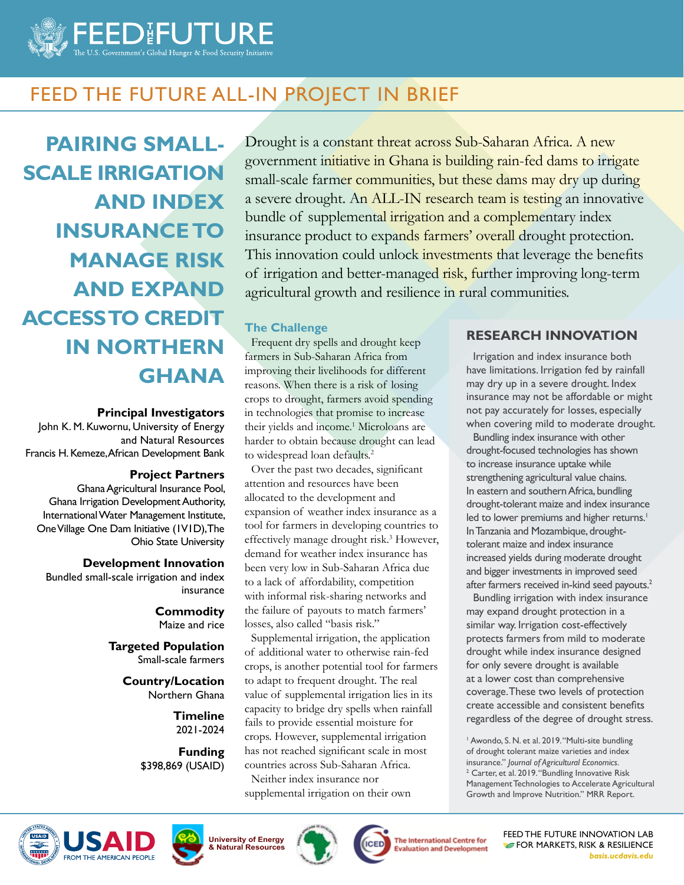# FEED THE FUTURE ALL-IN PROJECT IN BRIEF

# PAIRING SMALL-SCALE IRRIGATION AND INDEX INSURANCE TO MANAGE RISK AND EXPAND ACCESS TO CREDIT IN NORTHERN GHANA

**Principal Investigators**
John K. M. Kuwornu, University of Energy and Natural Resources
Francis H. Kemeze, African Development Bank

**Project Partners**
Ghana Agricultural Insurance Pool, Ghana Irrigation Development Authority, International Water Management Institute, One Village One Dam Initiative (1V1D), The Ohio State University

**Development Innovation**
Bundled small-scale irrigation and index insurance

**Commodity**
Maize and rice

**Targeted Population**
Small-scale farmers

**Country/Location**
Northern Ghana

**Timeline**
2021-2024

**Funding**
$398,869 (USAID)

Drought is a constant threat across Sub-Saharan Africa. A new government initiative in Ghana is building rain-fed dams to irrigate small-scale farmer communities, but these dams may dry up during a severe drought. An ALL-IN research team is testing an innovative bundle of supplemental irrigation and a complementary index insurance product to expands farmers' overall drought protection. This innovation could unlock investments that leverage the benefits of irrigation and better-managed risk, further improving long-term agricultural growth and resilience in rural communities.

## The Challenge

Frequent dry spells and drought keep farmers in Sub-Saharan Africa from improving their livelihoods for different reasons. When there is a risk of losing crops to drought, farmers avoid spending in technologies that promise to increase their yields and income.[1] Microloans are harder to obtain because drought can lead to widespread loan defaults.[2]

Over the past two decades, significant attention and resources have been allocated to the development and expansion of weather index insurance as a tool for farmers in developing countries to effectively manage drought risk.[3] However, demand for weather index insurance has been very low in Sub-Saharan Africa due to a lack of affordability, competition with informal risk-sharing networks and the failure of payouts to match farmers' losses, also called "basis risk."

Supplemental irrigation, the application of additional water to otherwise rain-fed crops, is another potential tool for farmers to adapt to frequent drought. The real value of supplemental irrigation lies in its capacity to bridge dry spells when rainfall fails to provide essential moisture for crops. However, supplemental irrigation has not reached significant scale in most countries across Sub-Saharan Africa.

Neither index insurance nor supplemental irrigation on their own

## RESEARCH INNOVATION

Irrigation and index insurance both have limitations. Irrigation fed by rainfall may dry up in a severe drought. Index insurance may not be affordable or might not pay accurately for losses, especially when covering mild to moderate drought.

Bundling index insurance with other drought-focused technologies has shown to increase insurance uptake while strengthening agricultural value chains. In eastern and southern Africa, bundling drought-tolerant maize and index insurance led to lower premiums and higher returns.[1] In Tanzania and Mozambique, drought-tolerant maize and index insurance increased yields during moderate drought and bigger investments in improved seed after farmers received in-kind seed payouts.[2]

Bundling irrigation with index insurance may expand drought protection in a similar way. Irrigation cost-effectively protects farmers from mild to moderate drought while index insurance designed for only severe drought is available at a lower cost than comprehensive coverage. These two levels of protection create accessible and consistent benefits regardless of the degree of drought stress.

[1] Awondo, S. N. et al. 2019. "Multi-site bundling of drought tolerant maize varieties and index insurance." *Journal of Agricultural Economics.*
[2] Carter, et al. 2019. "Bundling Innovative Risk Management Technologies to Accelerate Agricultural Growth and Improve Nutrition." MRR Report.

FEED THE FUTURE INNOVATION LAB FOR MARKETS, RISK & RESILIENCE
*basis.ucdavis.edu*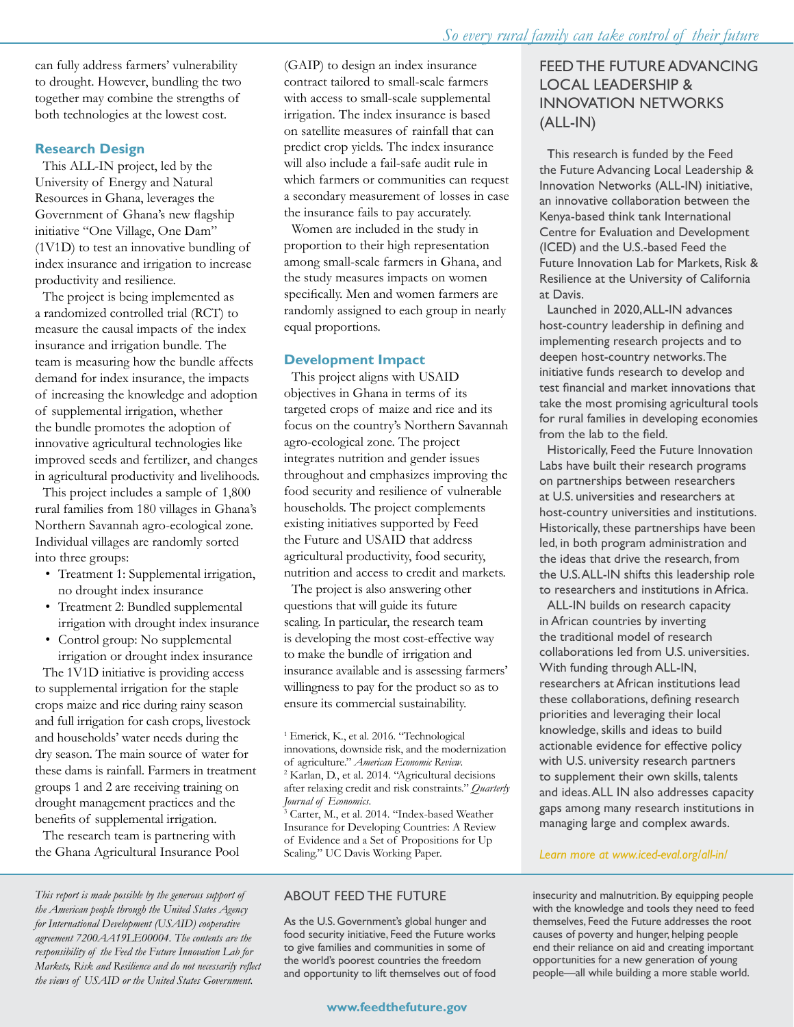can fully address farmers' vulnerability to drought. However, bundling the two together may combine the strengths of both technologies at the lowest cost.

## Research Design

This ALL-IN project, led by the University of Energy and Natural Resources in Ghana, leverages the Government of Ghana's new flagship initiative "One Village, One Dam" (1V1D) to test an innovative bundling of index insurance and irrigation to increase productivity and resilience.

The project is being implemented as a randomized controlled trial (RCT) to measure the causal impacts of the index insurance and irrigation bundle. The team is measuring how the bundle affects demand for index insurance, the impacts of increasing the knowledge and adoption of supplemental irrigation, whether the bundle promotes the adoption of innovative agricultural technologies like improved seeds and fertilizer, and changes in agricultural productivity and livelihoods.

This project includes a sample of 1,800 rural families from 180 villages in Ghana's Northern Savannah agro-ecological zone. Individual villages are randomly sorted into three groups:

- Treatment 1: Supplemental irrigation, no drought index insurance
- Treatment 2: Bundled supplemental irrigation with drought index insurance
- Control group: No supplemental irrigation or drought index insurance

The 1V1D initiative is providing access to supplemental irrigation for the staple crops maize and rice during rainy season and full irrigation for cash crops, livestock and households' water needs during the dry season. The main source of water for these dams is rainfall. Farmers in treatment groups 1 and 2 are receiving training on drought management practices and the benefits of supplemental irrigation.

The research team is partnering with the Ghana Agricultural Insurance Pool (GAIP) to design an index insurance contract tailored to small-scale farmers with access to small-scale supplemental irrigation. The index insurance is based on satellite measures of rainfall that can predict crop yields. The index insurance will also include a fail-safe audit rule in which farmers or communities can request a secondary measurement of losses in case the insurance fails to pay accurately.

Women are included in the study in proportion to their high representation among small-scale farmers in Ghana, and the study measures impacts on women specifically. Men and women farmers are randomly assigned to each group in nearly equal proportions.

## Development Impact

This project aligns with USAID objectives in Ghana in terms of its targeted crops of maize and rice and its focus on the country's Northern Savannah agro-ecological zone. The project integrates nutrition and gender issues throughout and emphasizes improving the food security and resilience of vulnerable households. The project complements existing initiatives supported by Feed the Future and USAID that address agricultural productivity, food security, nutrition and access to credit and markets.

The project is also answering other questions that will guide its future scaling. In particular, the research team is developing the most cost-effective way to make the bundle of irrigation and insurance available and is assessing farmers' willingness to pay for the product so as to ensure its commercial sustainability.

[1] Emerick, K., et al. 2016. "Technological innovations, downside risk, and the modernization of agriculture." *American Economic Review*.
[2] Karlan, D., et al. 2014. "Agricultural decisions after relaxing credit and risk constraints." *Quarterly Journal of Economics*.
[3] Carter, M., et al. 2014. "Index-based Weather Insurance for Developing Countries: A Review of Evidence and a Set of Propositions for Up Scaling." UC Davis Working Paper.

## FEED THE FUTURE ADVANCING LOCAL LEADERSHIP & INNOVATION NETWORKS (ALL-IN)

This research is funded by the Feed the Future Advancing Local Leadership & Innovation Networks (ALL-IN) initiative, an innovative collaboration between the Kenya-based think tank International Centre for Evaluation and Development (ICED) and the U.S.-based Feed the Future Innovation Lab for Markets, Risk & Resilience at the University of California at Davis.

Launched in 2020, ALL-IN advances host-country leadership in defining and implementing research projects and to deepen host-country networks. The initiative funds research to develop and test financial and market innovations that take the most promising agricultural tools for rural families in developing economies from the lab to the field.

Historically, Feed the Future Innovation Labs have built their research programs on partnerships between researchers at U.S. universities and researchers at host-country universities and institutions. Historically, these partnerships have been led, in both program administration and the ideas that drive the research, from the U.S. ALL-IN shifts this leadership role to researchers and institutions in Africa.

ALL-IN builds on research capacity in African countries by inverting the traditional model of research collaborations led from U.S. universities. With funding through ALL-IN, researchers at African institutions lead these collaborations, defining research priorities and leveraging their local knowledge, skills and ideas to build actionable evidence for effective policy with U.S. university research partners to supplement their own skills, talents and ideas. ALL IN also addresses capacity gaps among many research institutions in managing large and complex awards.

*Learn more at www.iced-eval.org/all-in/*

*This report is made possible by the generous support of the American people through the United States Agency for International Development (USAID) cooperative agreement 7200AA19LE00004. The contents are the responsibility of the Feed the Future Innovation Lab for Markets, Risk and Resilience and do not necessarily reflect the views of USAID or the United States Government.*

## ABOUT FEED THE FUTURE

As the U.S. Government's global hunger and food security initiative, Feed the Future works to give families and communities in some of the world's poorest countries the freedom and opportunity to lift themselves out of food insecurity and malnutrition. By equipping people with the knowledge and tools they need to feed themselves, Feed the Future addresses the root causes of poverty and hunger, helping people end their reliance on aid and creating important opportunities for a new generation of young people—all while building a more stable world.

**www.feedthefuture.gov**